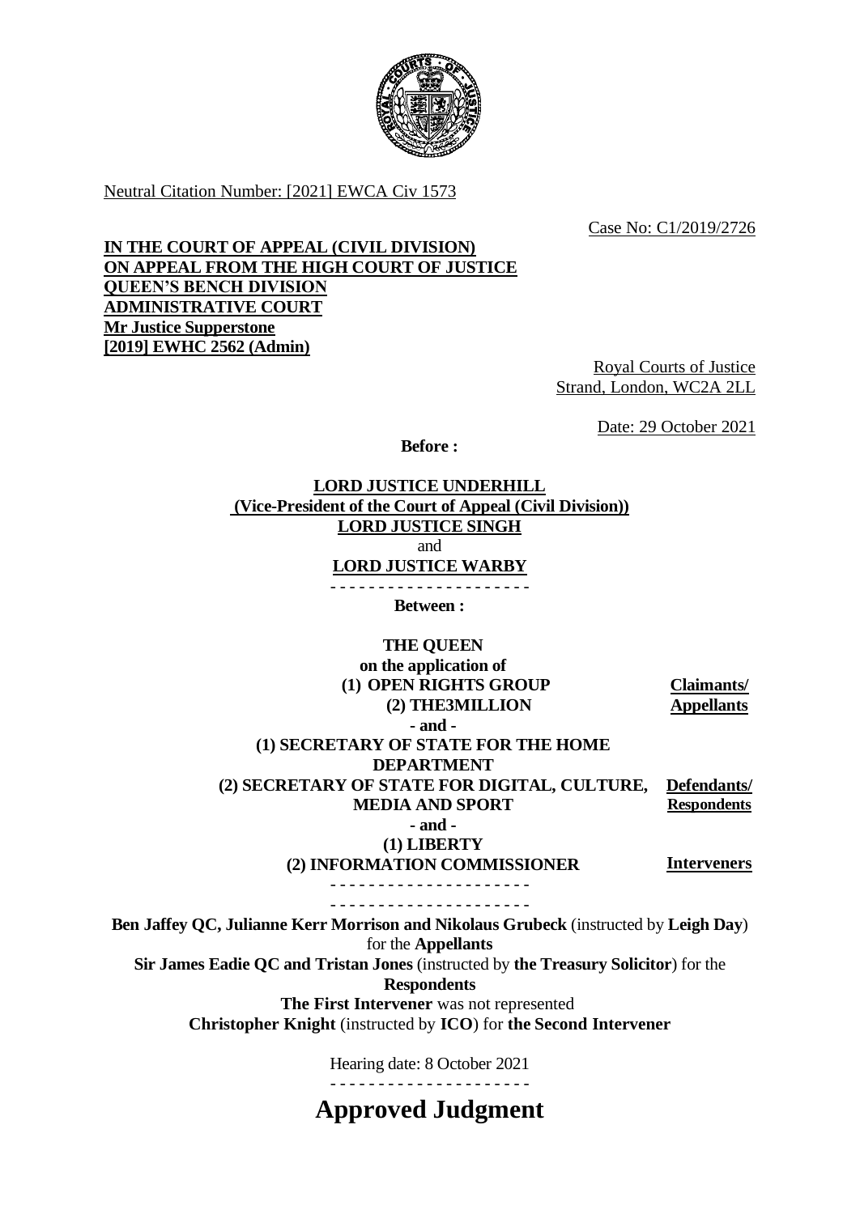Neutral Citation Number: [2021] EWCA Civ 1573

Case No: C1/2019/2726

**IN THE COURT OF APPEAL (CIVIL DIVISION)**
**ON APPEAL FROM THE HIGH COURT OF JUSTICE**
**QUEEN'S BENCH DIVISION**
**ADMINISTRATIVE COURT**
**Mr Justice Supperstone**
**[2019] EWHC 2562 (Admin)**

Royal Courts of Justice
Strand, London, WC2A 2LL

Date: 29 October 2021

**Before :**

**LORD JUSTICE UNDERHILL**
**(Vice-President of the Court of Appeal (Civil Division))**
**LORD JUSTICE SINGH**
and
**LORD JUSTICE WARBY**

- - - - - - - - - - - - - - - - - - - - -

**Between :**

**THE QUEEN**
**on the application of**
**(1) OPEN RIGHTS GROUP**
**(2) THE3MILLION** — **Claimants/ Appellants**

**- and -**

**(1) SECRETARY OF STATE FOR THE HOME DEPARTMENT**
**(2) SECRETARY OF STATE FOR DIGITAL, CULTURE, MEDIA AND SPORT** — **Defendants/ Respondents**

**- and -**

**(1) LIBERTY**
**(2) INFORMATION COMMISSIONER** — **Interveners**

- - - - - - - - - - - - - - - - - - - - -
- - - - - - - - - - - - - - - - - - - - -

**Ben Jaffey QC, Julianne Kerr Morrison and Nikolaus Grubeck** (instructed by **Leigh Day**) for the **Appellants**
**Sir James Eadie QC and Tristan Jones** (instructed by **the Treasury Solicitor**) for the **Respondents**
**The First Intervener** was not represented
**Christopher Knight** (instructed by **ICO**) for **the Second Intervener**

Hearing date: 8 October 2021

- - - - - - - - - - - - - - - - - - - - -

# Approved Judgment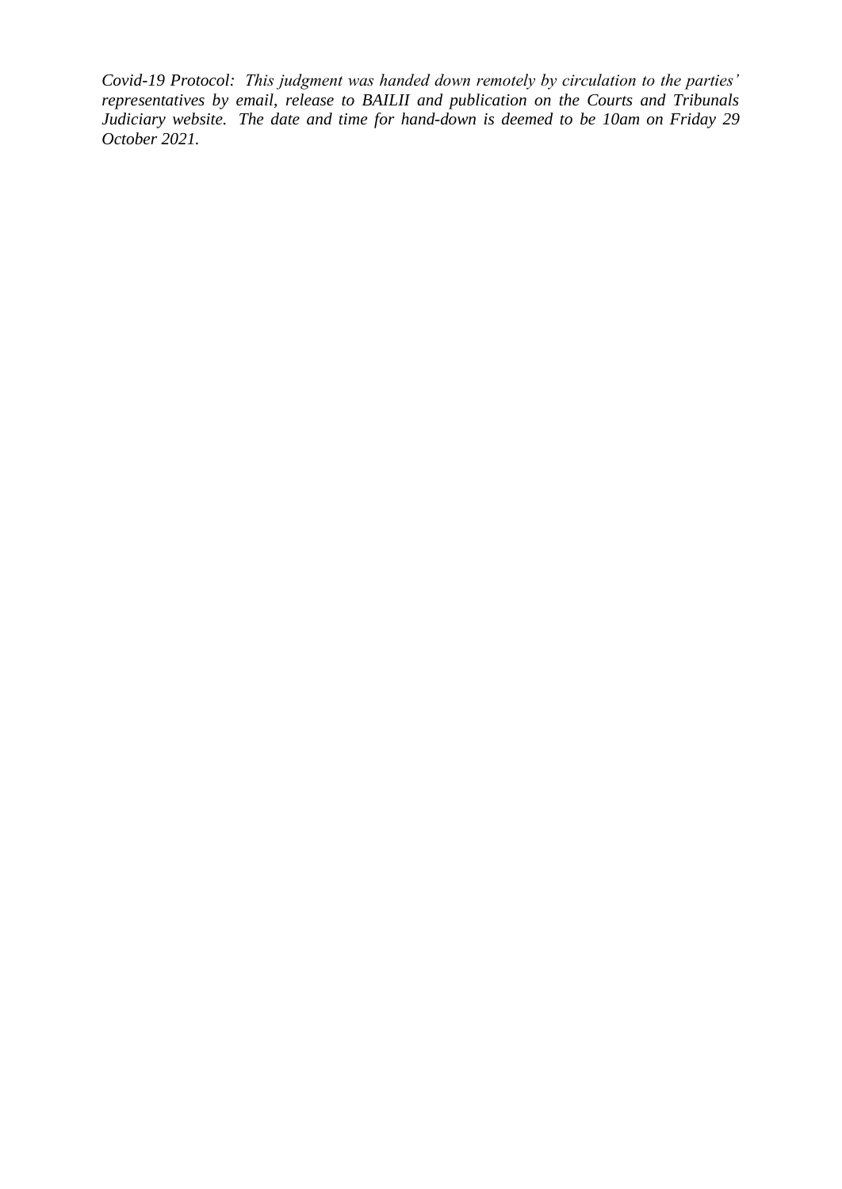*Covid-19 Protocol: This judgment was handed down remotely by circulation to the parties' representatives by email, release to BAILII and publication on the Courts and Tribunals Judiciary website. The date and time for hand-down is deemed to be 10am on Friday 29 October 2021.*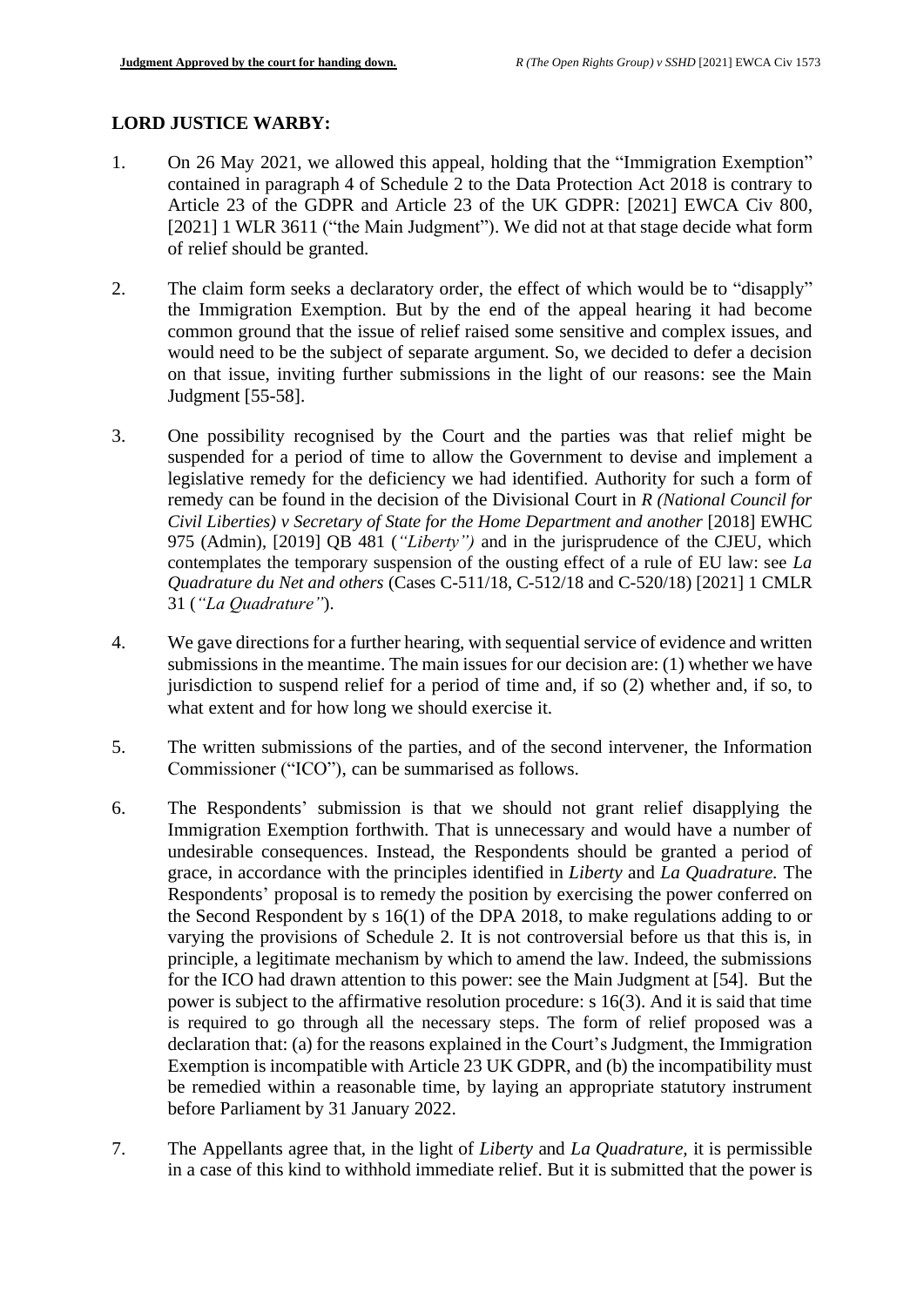**LORD JUSTICE WARBY:**

1. On 26 May 2021, we allowed this appeal, holding that the "Immigration Exemption" contained in paragraph 4 of Schedule 2 to the Data Protection Act 2018 is contrary to Article 23 of the GDPR and Article 23 of the UK GDPR: [2021] EWCA Civ 800, [2021] 1 WLR 3611 ("the Main Judgment"). We did not at that stage decide what form of relief should be granted.

2. The claim form seeks a declaratory order, the effect of which would be to "disapply" the Immigration Exemption. But by the end of the appeal hearing it had become common ground that the issue of relief raised some sensitive and complex issues, and would need to be the subject of separate argument. So, we decided to defer a decision on that issue, inviting further submissions in the light of our reasons: see the Main Judgment [55-58].

3. One possibility recognised by the Court and the parties was that relief might be suspended for a period of time to allow the Government to devise and implement a legislative remedy for the deficiency we had identified. Authority for such a form of remedy can be found in the decision of the Divisional Court in *R (National Council for Civil Liberties) v Secretary of State for the Home Department and another* [2018] EWHC 975 (Admin), [2019] QB 481 (*"Liberty")* and in the jurisprudence of the CJEU, which contemplates the temporary suspension of the ousting effect of a rule of EU law: see *La Quadrature du Net and others* (Cases C-511/18, C-512/18 and C-520/18) [2021] 1 CMLR 31 (*"La Quadrature"*).

4. We gave directions for a further hearing, with sequential service of evidence and written submissions in the meantime. The main issues for our decision are: (1) whether we have jurisdiction to suspend relief for a period of time and, if so (2) whether and, if so, to what extent and for how long we should exercise it.

5. The written submissions of the parties, and of the second intervener, the Information Commissioner ("ICO"), can be summarised as follows.

6. The Respondents' submission is that we should not grant relief disapplying the Immigration Exemption forthwith. That is unnecessary and would have a number of undesirable consequences. Instead, the Respondents should be granted a period of grace, in accordance with the principles identified in *Liberty* and *La Quadrature.* The Respondents' proposal is to remedy the position by exercising the power conferred on the Second Respondent by s 16(1) of the DPA 2018, to make regulations adding to or varying the provisions of Schedule 2. It is not controversial before us that this is, in principle, a legitimate mechanism by which to amend the law. Indeed, the submissions for the ICO had drawn attention to this power: see the Main Judgment at [54]. But the power is subject to the affirmative resolution procedure: s 16(3). And it is said that time is required to go through all the necessary steps. The form of relief proposed was a declaration that: (a) for the reasons explained in the Court's Judgment, the Immigration Exemption is incompatible with Article 23 UK GDPR, and (b) the incompatibility must be remedied within a reasonable time, by laying an appropriate statutory instrument before Parliament by 31 January 2022.

7. The Appellants agree that, in the light of *Liberty* and *La Quadrature,* it is permissible in a case of this kind to withhold immediate relief. But it is submitted that the power is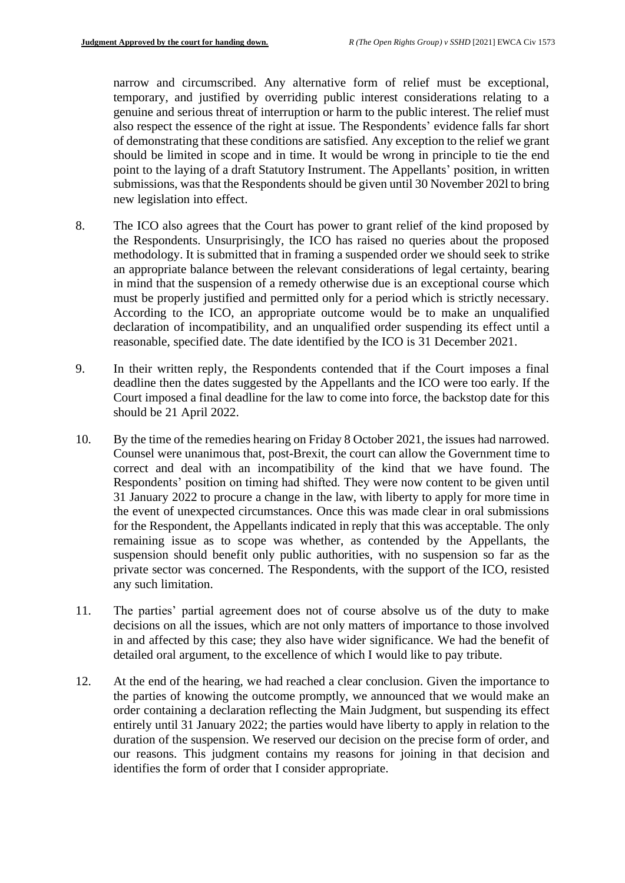narrow and circumscribed. Any alternative form of relief must be exceptional, temporary, and justified by overriding public interest considerations relating to a genuine and serious threat of interruption or harm to the public interest. The relief must also respect the essence of the right at issue. The Respondents' evidence falls far short of demonstrating that these conditions are satisfied. Any exception to the relief we grant should be limited in scope and in time. It would be wrong in principle to tie the end point to the laying of a draft Statutory Instrument. The Appellants' position, in written submissions, was that the Respondents should be given until 30 November 202l to bring new legislation into effect.

8. The ICO also agrees that the Court has power to grant relief of the kind proposed by the Respondents. Unsurprisingly, the ICO has raised no queries about the proposed methodology. It is submitted that in framing a suspended order we should seek to strike an appropriate balance between the relevant considerations of legal certainty, bearing in mind that the suspension of a remedy otherwise due is an exceptional course which must be properly justified and permitted only for a period which is strictly necessary. According to the ICO, an appropriate outcome would be to make an unqualified declaration of incompatibility, and an unqualified order suspending its effect until a reasonable, specified date. The date identified by the ICO is 31 December 2021.

9. In their written reply, the Respondents contended that if the Court imposes a final deadline then the dates suggested by the Appellants and the ICO were too early. If the Court imposed a final deadline for the law to come into force, the backstop date for this should be 21 April 2022.

10. By the time of the remedies hearing on Friday 8 October 2021, the issues had narrowed. Counsel were unanimous that, post-Brexit, the court can allow the Government time to correct and deal with an incompatibility of the kind that we have found. The Respondents' position on timing had shifted. They were now content to be given until 31 January 2022 to procure a change in the law, with liberty to apply for more time in the event of unexpected circumstances. Once this was made clear in oral submissions for the Respondent, the Appellants indicated in reply that this was acceptable. The only remaining issue as to scope was whether, as contended by the Appellants, the suspension should benefit only public authorities, with no suspension so far as the private sector was concerned. The Respondents, with the support of the ICO, resisted any such limitation.

11. The parties' partial agreement does not of course absolve us of the duty to make decisions on all the issues, which are not only matters of importance to those involved in and affected by this case; they also have wider significance. We had the benefit of detailed oral argument, to the excellence of which I would like to pay tribute.

12. At the end of the hearing, we had reached a clear conclusion. Given the importance to the parties of knowing the outcome promptly, we announced that we would make an order containing a declaration reflecting the Main Judgment, but suspending its effect entirely until 31 January 2022; the parties would have liberty to apply in relation to the duration of the suspension. We reserved our decision on the precise form of order, and our reasons. This judgment contains my reasons for joining in that decision and identifies the form of order that I consider appropriate.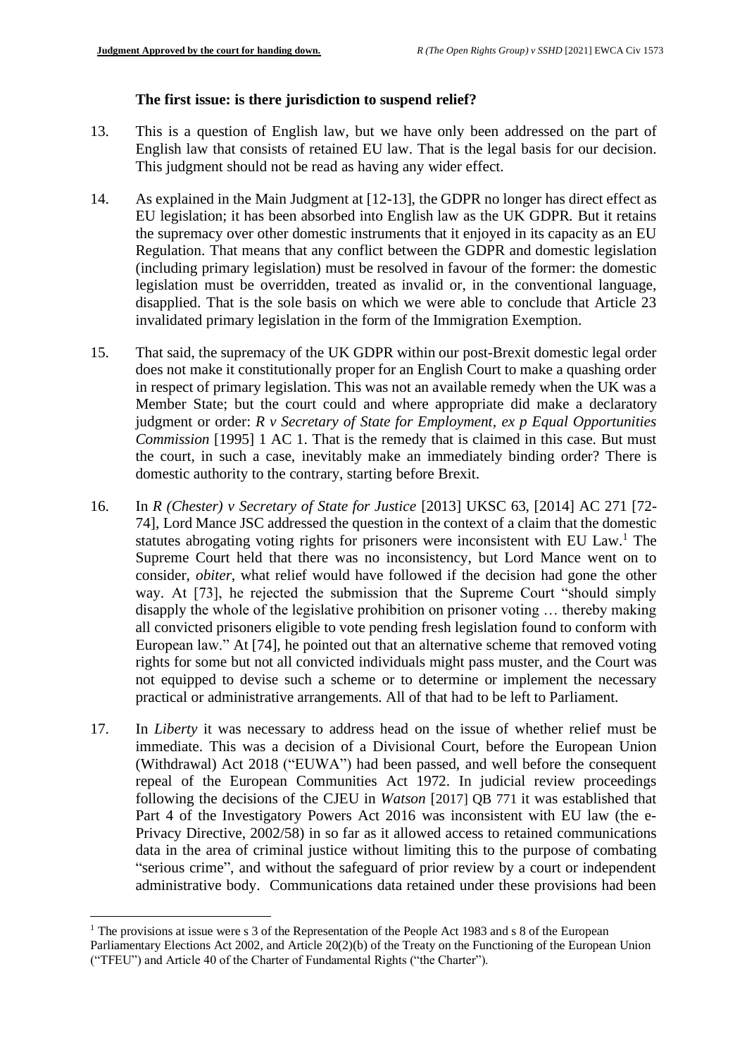### The first issue: is there jurisdiction to suspend relief?

13. This is a question of English law, but we have only been addressed on the part of English law that consists of retained EU law. That is the legal basis for our decision. This judgment should not be read as having any wider effect.

14. As explained in the Main Judgment at [12-13], the GDPR no longer has direct effect as EU legislation; it has been absorbed into English law as the UK GDPR. But it retains the supremacy over other domestic instruments that it enjoyed in its capacity as an EU Regulation. That means that any conflict between the GDPR and domestic legislation (including primary legislation) must be resolved in favour of the former: the domestic legislation must be overridden, treated as invalid or, in the conventional language, disapplied. That is the sole basis on which we were able to conclude that Article 23 invalidated primary legislation in the form of the Immigration Exemption.

15. That said, the supremacy of the UK GDPR within our post-Brexit domestic legal order does not make it constitutionally proper for an English Court to make a quashing order in respect of primary legislation. This was not an available remedy when the UK was a Member State; but the court could and where appropriate did make a declaratory judgment or order: *R v Secretary of State for Employment, ex p Equal Opportunities Commission* [1995] 1 AC 1. That is the remedy that is claimed in this case. But must the court, in such a case, inevitably make an immediately binding order? There is domestic authority to the contrary, starting before Brexit.

16. In *R (Chester) v Secretary of State for Justice* [2013] UKSC 63, [2014] AC 271 [72-74], Lord Mance JSC addressed the question in the context of a claim that the domestic statutes abrogating voting rights for prisoners were inconsistent with EU Law.[1] The Supreme Court held that there was no inconsistency, but Lord Mance went on to consider, *obiter*, what relief would have followed if the decision had gone the other way. At [73], he rejected the submission that the Supreme Court "should simply disapply the whole of the legislative prohibition on prisoner voting … thereby making all convicted prisoners eligible to vote pending fresh legislation found to conform with European law." At [74], he pointed out that an alternative scheme that removed voting rights for some but not all convicted individuals might pass muster, and the Court was not equipped to devise such a scheme or to determine or implement the necessary practical or administrative arrangements. All of that had to be left to Parliament.

17. In *Liberty* it was necessary to address head on the issue of whether relief must be immediate. This was a decision of a Divisional Court, before the European Union (Withdrawal) Act 2018 ("EUWA") had been passed, and well before the consequent repeal of the European Communities Act 1972. In judicial review proceedings following the decisions of the CJEU in *Watson* [2017] QB 771 it was established that Part 4 of the Investigatory Powers Act 2016 was inconsistent with EU law (the e-Privacy Directive, 2002/58) in so far as it allowed access to retained communications data in the area of criminal justice without limiting this to the purpose of combating "serious crime", and without the safeguard of prior review by a court or independent administrative body. Communications data retained under these provisions had been

---

[1] The provisions at issue were s 3 of the Representation of the People Act 1983 and s 8 of the European Parliamentary Elections Act 2002, and Article 20(2)(b) of the Treaty on the Functioning of the European Union ("TFEU") and Article 40 of the Charter of Fundamental Rights ("the Charter").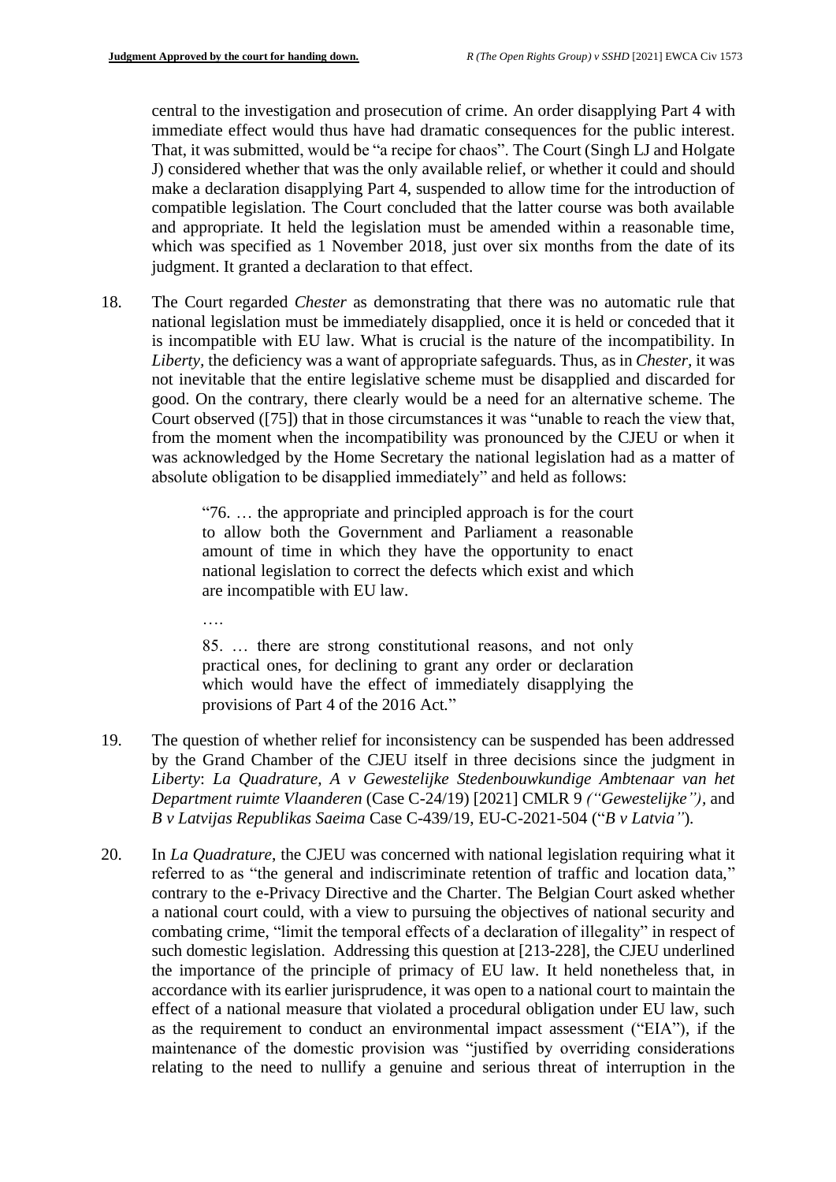central to the investigation and prosecution of crime. An order disapplying Part 4 with immediate effect would thus have had dramatic consequences for the public interest. That, it was submitted, would be "a recipe for chaos". The Court (Singh LJ and Holgate J) considered whether that was the only available relief, or whether it could and should make a declaration disapplying Part 4, suspended to allow time for the introduction of compatible legislation. The Court concluded that the latter course was both available and appropriate. It held the legislation must be amended within a reasonable time, which was specified as 1 November 2018, just over six months from the date of its judgment. It granted a declaration to that effect.

18. The Court regarded *Chester* as demonstrating that there was no automatic rule that national legislation must be immediately disapplied, once it is held or conceded that it is incompatible with EU law. What is crucial is the nature of the incompatibility. In *Liberty*, the deficiency was a want of appropriate safeguards. Thus, as in *Chester*, it was not inevitable that the entire legislative scheme must be disapplied and discarded for good. On the contrary, there clearly would be a need for an alternative scheme. The Court observed ([75]) that in those circumstances it was "unable to reach the view that, from the moment when the incompatibility was pronounced by the CJEU or when it was acknowledged by the Home Secretary the national legislation had as a matter of absolute obligation to be disapplied immediately" and held as follows:

> "76. … the appropriate and principled approach is for the court to allow both the Government and Parliament a reasonable amount of time in which they have the opportunity to enact national legislation to correct the defects which exist and which are incompatible with EU law.
>
> ….
>
> 85. … there are strong constitutional reasons, and not only practical ones, for declining to grant any order or declaration which would have the effect of immediately disapplying the provisions of Part 4 of the 2016 Act."

19. The question of whether relief for inconsistency can be suspended has been addressed by the Grand Chamber of the CJEU itself in three decisions since the judgment in *Liberty*: *La Quadrature*, *A v Gewestelijke Stedenbouwkundige Ambtenaar van het Department ruimte Vlaanderen* (Case C-24/19) [2021] CMLR 9 *("Gewestelijke")*, and *B v Latvijas Republikas Saeima* Case C-439/19, EU-C-2021-504 ("*B v Latvia"*).

20. In *La Quadrature*, the CJEU was concerned with national legislation requiring what it referred to as "the general and indiscriminate retention of traffic and location data," contrary to the e-Privacy Directive and the Charter. The Belgian Court asked whether a national court could, with a view to pursuing the objectives of national security and combating crime, "limit the temporal effects of a declaration of illegality" in respect of such domestic legislation. Addressing this question at [213-228], the CJEU underlined the importance of the principle of primacy of EU law. It held nonetheless that, in accordance with its earlier jurisprudence, it was open to a national court to maintain the effect of a national measure that violated a procedural obligation under EU law, such as the requirement to conduct an environmental impact assessment ("EIA"), if the maintenance of the domestic provision was "justified by overriding considerations relating to the need to nullify a genuine and serious threat of interruption in the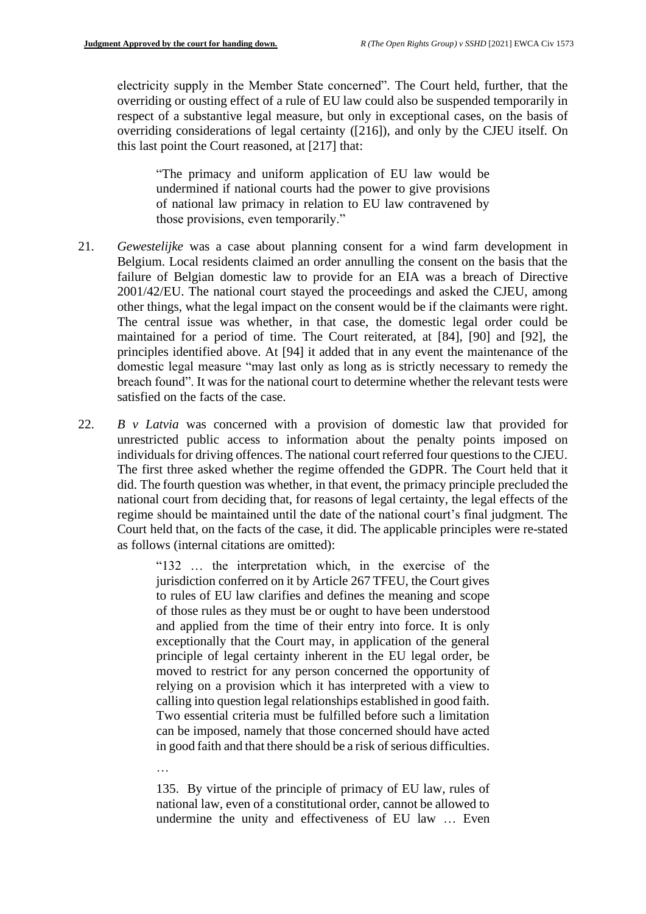electricity supply in the Member State concerned". The Court held, further, that the overriding or ousting effect of a rule of EU law could also be suspended temporarily in respect of a substantive legal measure, but only in exceptional cases, on the basis of overriding considerations of legal certainty ([216]), and only by the CJEU itself. On this last point the Court reasoned, at [217] that:

> "The primacy and uniform application of EU law would be undermined if national courts had the power to give provisions of national law primacy in relation to EU law contravened by those provisions, even temporarily."

21. *Gewestelijke* was a case about planning consent for a wind farm development in Belgium. Local residents claimed an order annulling the consent on the basis that the failure of Belgian domestic law to provide for an EIA was a breach of Directive 2001/42/EU. The national court stayed the proceedings and asked the CJEU, among other things, what the legal impact on the consent would be if the claimants were right. The central issue was whether, in that case, the domestic legal order could be maintained for a period of time. The Court reiterated, at [84], [90] and [92], the principles identified above. At [94] it added that in any event the maintenance of the domestic legal measure "may last only as long as is strictly necessary to remedy the breach found". It was for the national court to determine whether the relevant tests were satisfied on the facts of the case.

22. *B v Latvia* was concerned with a provision of domestic law that provided for unrestricted public access to information about the penalty points imposed on individuals for driving offences. The national court referred four questions to the CJEU. The first three asked whether the regime offended the GDPR. The Court held that it did. The fourth question was whether, in that event, the primacy principle precluded the national court from deciding that, for reasons of legal certainty, the legal effects of the regime should be maintained until the date of the national court's final judgment. The Court held that, on the facts of the case, it did. The applicable principles were re-stated as follows (internal citations are omitted):

> "132 … the interpretation which, in the exercise of the jurisdiction conferred on it by Article 267 TFEU, the Court gives to rules of EU law clarifies and defines the meaning and scope of those rules as they must be or ought to have been understood and applied from the time of their entry into force. It is only exceptionally that the Court may, in application of the general principle of legal certainty inherent in the EU legal order, be moved to restrict for any person concerned the opportunity of relying on a provision which it has interpreted with a view to calling into question legal relationships established in good faith. Two essential criteria must be fulfilled before such a limitation can be imposed, namely that those concerned should have acted in good faith and that there should be a risk of serious difficulties.
>
> …
>
> 135. By virtue of the principle of primacy of EU law, rules of national law, even of a constitutional order, cannot be allowed to undermine the unity and effectiveness of EU law … Even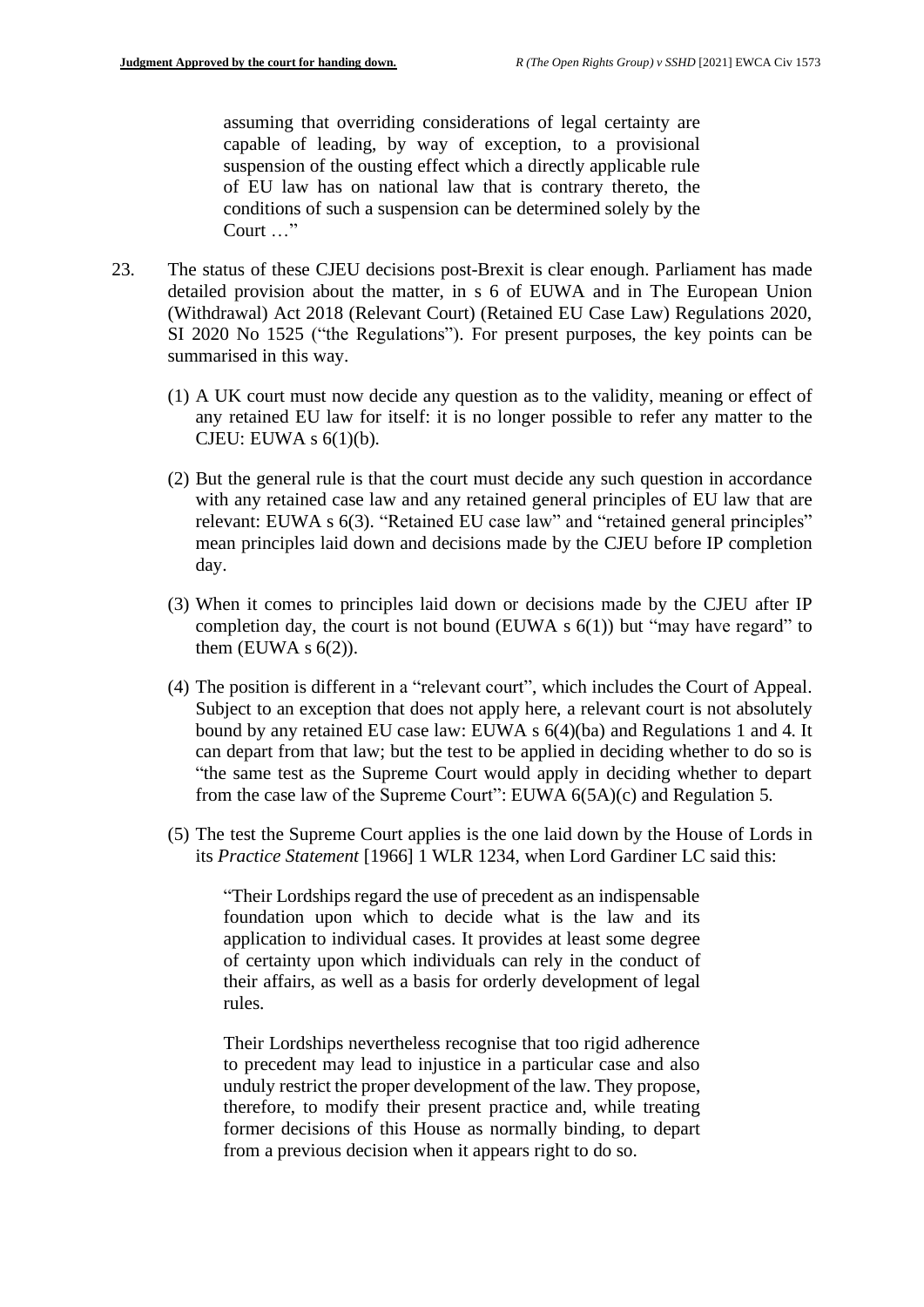> assuming that overriding considerations of legal certainty are capable of leading, by way of exception, to a provisional suspension of the ousting effect which a directly applicable rule of EU law has on national law that is contrary thereto, the conditions of such a suspension can be determined solely by the Court …"

23. The status of these CJEU decisions post-Brexit is clear enough. Parliament has made detailed provision about the matter, in s 6 of EUWA and in The European Union (Withdrawal) Act 2018 (Relevant Court) (Retained EU Case Law) Regulations 2020, SI 2020 No 1525 ("the Regulations"). For present purposes, the key points can be summarised in this way.

    (1) A UK court must now decide any question as to the validity, meaning or effect of any retained EU law for itself: it is no longer possible to refer any matter to the CJEU: EUWA s 6(1)(b).

    (2) But the general rule is that the court must decide any such question in accordance with any retained case law and any retained general principles of EU law that are relevant: EUWA s 6(3). "Retained EU case law" and "retained general principles" mean principles laid down and decisions made by the CJEU before IP completion day.

    (3) When it comes to principles laid down or decisions made by the CJEU after IP completion day, the court is not bound (EUWA s 6(1)) but "may have regard" to them (EUWA s 6(2)).

    (4) The position is different in a "relevant court", which includes the Court of Appeal. Subject to an exception that does not apply here, a relevant court is not absolutely bound by any retained EU case law: EUWA s 6(4)(ba) and Regulations 1 and 4. It can depart from that law; but the test to be applied in deciding whether to do so is "the same test as the Supreme Court would apply in deciding whether to depart from the case law of the Supreme Court": EUWA 6(5A)(c) and Regulation 5.

    (5) The test the Supreme Court applies is the one laid down by the House of Lords in its *Practice Statement* [1966] 1 WLR 1234, when Lord Gardiner LC said this:

    > "Their Lordships regard the use of precedent as an indispensable foundation upon which to decide what is the law and its application to individual cases. It provides at least some degree of certainty upon which individuals can rely in the conduct of their affairs, as well as a basis for orderly development of legal rules.
    >
    > Their Lordships nevertheless recognise that too rigid adherence to precedent may lead to injustice in a particular case and also unduly restrict the proper development of the law. They propose, therefore, to modify their present practice and, while treating former decisions of this House as normally binding, to depart from a previous decision when it appears right to do so.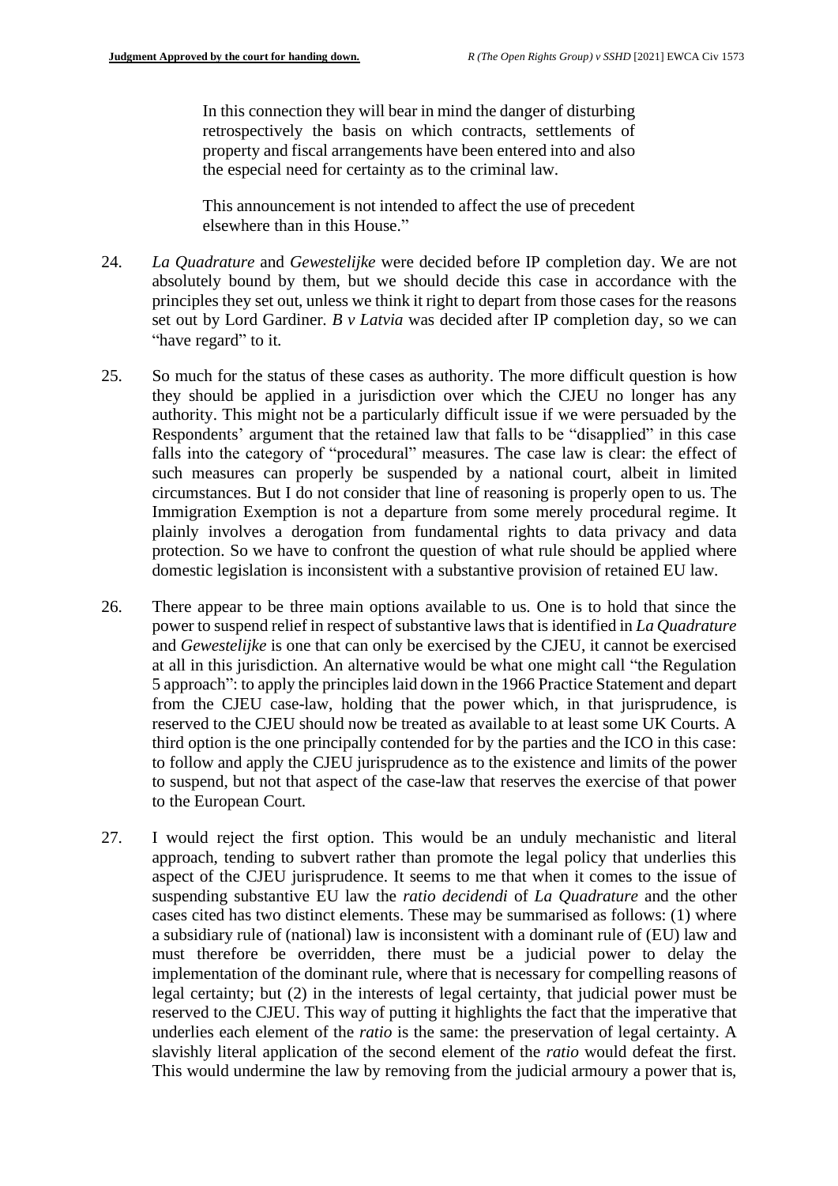> In this connection they will bear in mind the danger of disturbing retrospectively the basis on which contracts, settlements of property and fiscal arrangements have been entered into and also the especial need for certainty as to the criminal law.
>
> This announcement is not intended to affect the use of precedent elsewhere than in this House."

24. *La Quadrature* and *Gewestelijke* were decided before IP completion day. We are not absolutely bound by them, but we should decide this case in accordance with the principles they set out, unless we think it right to depart from those cases for the reasons set out by Lord Gardiner. *B v Latvia* was decided after IP completion day, so we can "have regard" to it.

25. So much for the status of these cases as authority. The more difficult question is how they should be applied in a jurisdiction over which the CJEU no longer has any authority. This might not be a particularly difficult issue if we were persuaded by the Respondents' argument that the retained law that falls to be "disapplied" in this case falls into the category of "procedural" measures. The case law is clear: the effect of such measures can properly be suspended by a national court, albeit in limited circumstances. But I do not consider that line of reasoning is properly open to us. The Immigration Exemption is not a departure from some merely procedural regime. It plainly involves a derogation from fundamental rights to data privacy and data protection. So we have to confront the question of what rule should be applied where domestic legislation is inconsistent with a substantive provision of retained EU law.

26. There appear to be three main options available to us. One is to hold that since the power to suspend relief in respect of substantive laws that is identified in *La Quadrature* and *Gewestelijke* is one that can only be exercised by the CJEU, it cannot be exercised at all in this jurisdiction. An alternative would be what one might call "the Regulation 5 approach": to apply the principles laid down in the 1966 Practice Statement and depart from the CJEU case-law, holding that the power which, in that jurisprudence, is reserved to the CJEU should now be treated as available to at least some UK Courts. A third option is the one principally contended for by the parties and the ICO in this case: to follow and apply the CJEU jurisprudence as to the existence and limits of the power to suspend, but not that aspect of the case-law that reserves the exercise of that power to the European Court.

27. I would reject the first option. This would be an unduly mechanistic and literal approach, tending to subvert rather than promote the legal policy that underlies this aspect of the CJEU jurisprudence. It seems to me that when it comes to the issue of suspending substantive EU law the *ratio decidendi* of *La Quadrature* and the other cases cited has two distinct elements. These may be summarised as follows: (1) where a subsidiary rule of (national) law is inconsistent with a dominant rule of (EU) law and must therefore be overridden, there must be a judicial power to delay the implementation of the dominant rule, where that is necessary for compelling reasons of legal certainty; but (2) in the interests of legal certainty, that judicial power must be reserved to the CJEU. This way of putting it highlights the fact that the imperative that underlies each element of the *ratio* is the same: the preservation of legal certainty. A slavishly literal application of the second element of the *ratio* would defeat the first. This would undermine the law by removing from the judicial armoury a power that is,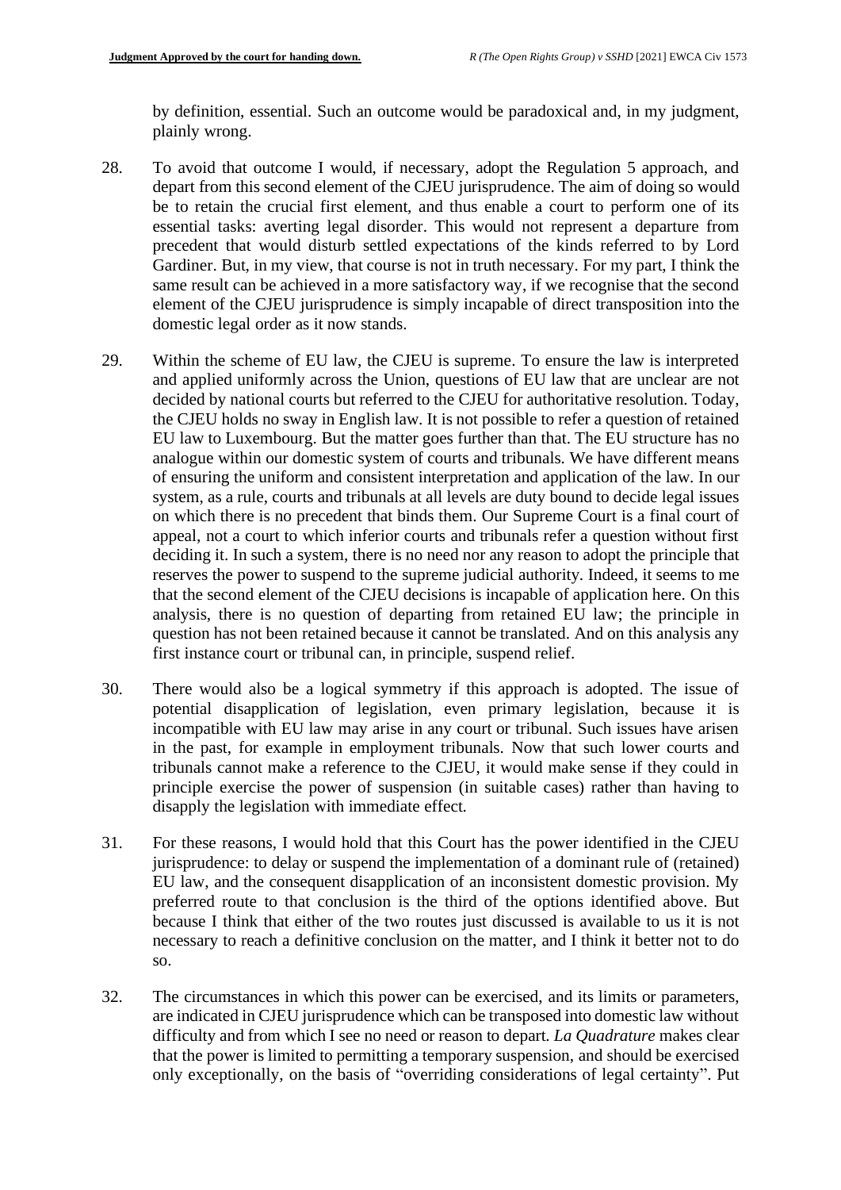by definition, essential. Such an outcome would be paradoxical and, in my judgment, plainly wrong.

28. To avoid that outcome I would, if necessary, adopt the Regulation 5 approach, and depart from this second element of the CJEU jurisprudence. The aim of doing so would be to retain the crucial first element, and thus enable a court to perform one of its essential tasks: averting legal disorder. This would not represent a departure from precedent that would disturb settled expectations of the kinds referred to by Lord Gardiner. But, in my view, that course is not in truth necessary. For my part, I think the same result can be achieved in a more satisfactory way, if we recognise that the second element of the CJEU jurisprudence is simply incapable of direct transposition into the domestic legal order as it now stands.

29. Within the scheme of EU law, the CJEU is supreme. To ensure the law is interpreted and applied uniformly across the Union, questions of EU law that are unclear are not decided by national courts but referred to the CJEU for authoritative resolution. Today, the CJEU holds no sway in English law. It is not possible to refer a question of retained EU law to Luxembourg. But the matter goes further than that. The EU structure has no analogue within our domestic system of courts and tribunals. We have different means of ensuring the uniform and consistent interpretation and application of the law. In our system, as a rule, courts and tribunals at all levels are duty bound to decide legal issues on which there is no precedent that binds them. Our Supreme Court is a final court of appeal, not a court to which inferior courts and tribunals refer a question without first deciding it. In such a system, there is no need nor any reason to adopt the principle that reserves the power to suspend to the supreme judicial authority. Indeed, it seems to me that the second element of the CJEU decisions is incapable of application here. On this analysis, there is no question of departing from retained EU law; the principle in question has not been retained because it cannot be translated. And on this analysis any first instance court or tribunal can, in principle, suspend relief.

30. There would also be a logical symmetry if this approach is adopted. The issue of potential disapplication of legislation, even primary legislation, because it is incompatible with EU law may arise in any court or tribunal. Such issues have arisen in the past, for example in employment tribunals. Now that such lower courts and tribunals cannot make a reference to the CJEU, it would make sense if they could in principle exercise the power of suspension (in suitable cases) rather than having to disapply the legislation with immediate effect.

31. For these reasons, I would hold that this Court has the power identified in the CJEU jurisprudence: to delay or suspend the implementation of a dominant rule of (retained) EU law, and the consequent disapplication of an inconsistent domestic provision. My preferred route to that conclusion is the third of the options identified above. But because I think that either of the two routes just discussed is available to us it is not necessary to reach a definitive conclusion on the matter, and I think it better not to do so.

32. The circumstances in which this power can be exercised, and its limits or parameters, are indicated in CJEU jurisprudence which can be transposed into domestic law without difficulty and from which I see no need or reason to depart. *La Quadrature* makes clear that the power is limited to permitting a temporary suspension, and should be exercised only exceptionally, on the basis of "overriding considerations of legal certainty". Put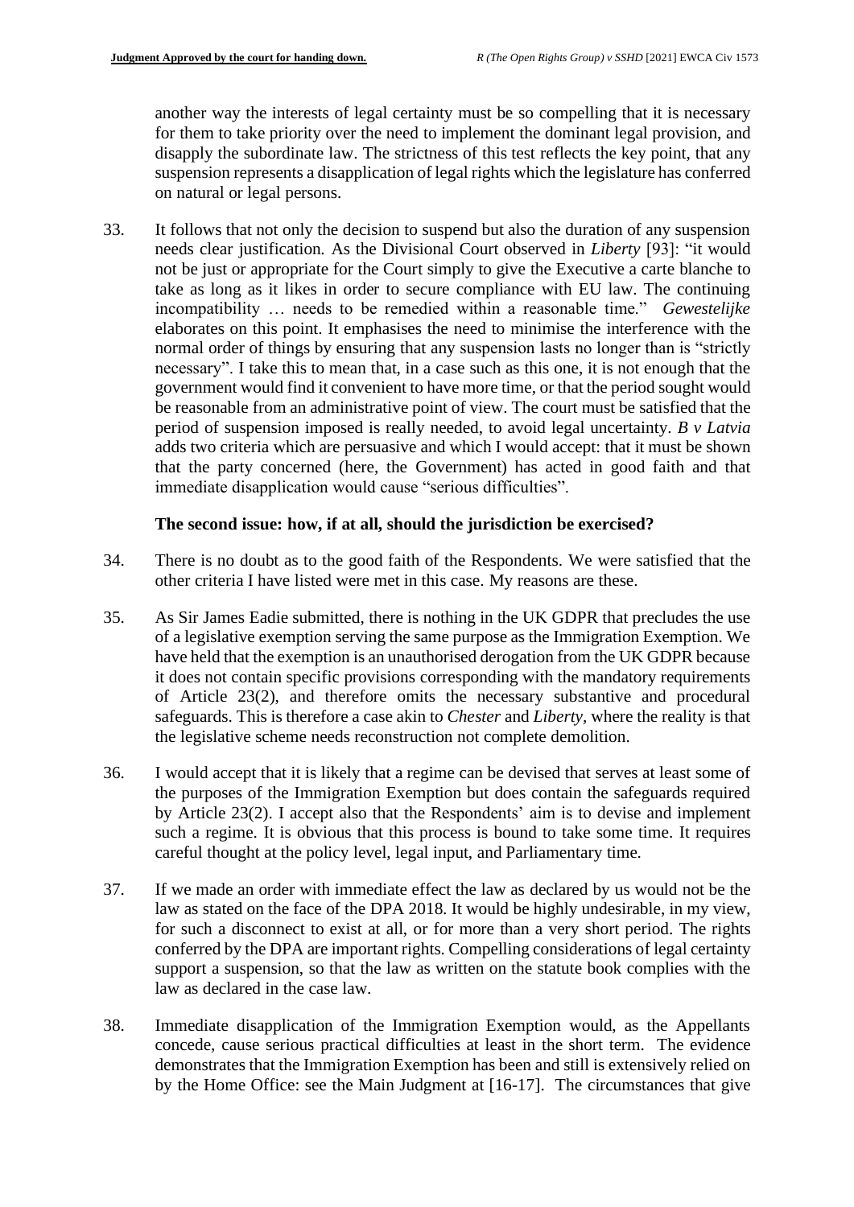another way the interests of legal certainty must be so compelling that it is necessary for them to take priority over the need to implement the dominant legal provision, and disapply the subordinate law. The strictness of this test reflects the key point, that any suspension represents a disapplication of legal rights which the legislature has conferred on natural or legal persons.

33. It follows that not only the decision to suspend but also the duration of any suspension needs clear justification. As the Divisional Court observed in *Liberty* [93]: "it would not be just or appropriate for the Court simply to give the Executive a carte blanche to take as long as it likes in order to secure compliance with EU law. The continuing incompatibility … needs to be remedied within a reasonable time." *Gewestelijke* elaborates on this point. It emphasises the need to minimise the interference with the normal order of things by ensuring that any suspension lasts no longer than is "strictly necessary". I take this to mean that, in a case such as this one, it is not enough that the government would find it convenient to have more time, or that the period sought would be reasonable from an administrative point of view. The court must be satisfied that the period of suspension imposed is really needed, to avoid legal uncertainty. *B v Latvia* adds two criteria which are persuasive and which I would accept: that it must be shown that the party concerned (here, the Government) has acted in good faith and that immediate disapplication would cause "serious difficulties".

### The second issue: how, if at all, should the jurisdiction be exercised?

34. There is no doubt as to the good faith of the Respondents. We were satisfied that the other criteria I have listed were met in this case. My reasons are these.

35. As Sir James Eadie submitted, there is nothing in the UK GDPR that precludes the use of a legislative exemption serving the same purpose as the Immigration Exemption. We have held that the exemption is an unauthorised derogation from the UK GDPR because it does not contain specific provisions corresponding with the mandatory requirements of Article 23(2), and therefore omits the necessary substantive and procedural safeguards. This is therefore a case akin to *Chester* and *Liberty*, where the reality is that the legislative scheme needs reconstruction not complete demolition.

36. I would accept that it is likely that a regime can be devised that serves at least some of the purposes of the Immigration Exemption but does contain the safeguards required by Article 23(2). I accept also that the Respondents' aim is to devise and implement such a regime. It is obvious that this process is bound to take some time. It requires careful thought at the policy level, legal input, and Parliamentary time.

37. If we made an order with immediate effect the law as declared by us would not be the law as stated on the face of the DPA 2018. It would be highly undesirable, in my view, for such a disconnect to exist at all, or for more than a very short period. The rights conferred by the DPA are important rights. Compelling considerations of legal certainty support a suspension, so that the law as written on the statute book complies with the law as declared in the case law.

38. Immediate disapplication of the Immigration Exemption would, as the Appellants concede, cause serious practical difficulties at least in the short term. The evidence demonstrates that the Immigration Exemption has been and still is extensively relied on by the Home Office: see the Main Judgment at [16-17]. The circumstances that give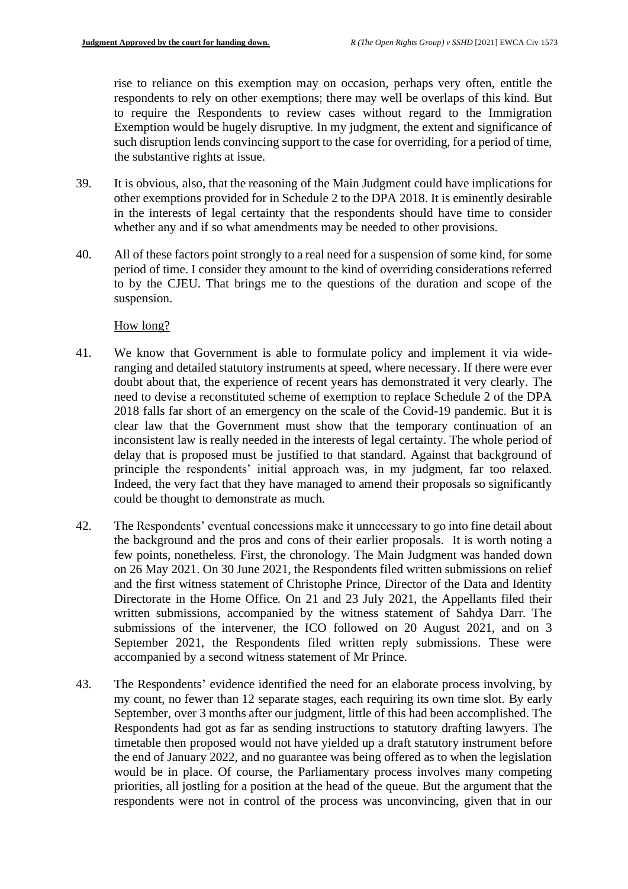rise to reliance on this exemption may on occasion, perhaps very often, entitle the respondents to rely on other exemptions; there may well be overlaps of this kind. But to require the Respondents to review cases without regard to the Immigration Exemption would be hugely disruptive. In my judgment, the extent and significance of such disruption lends convincing support to the case for overriding, for a period of time, the substantive rights at issue.

39. It is obvious, also, that the reasoning of the Main Judgment could have implications for other exemptions provided for in Schedule 2 to the DPA 2018. It is eminently desirable in the interests of legal certainty that the respondents should have time to consider whether any and if so what amendments may be needed to other provisions.

40. All of these factors point strongly to a real need for a suspension of some kind, for some period of time. I consider they amount to the kind of overriding considerations referred to by the CJEU. That brings me to the questions of the duration and scope of the suspension.

How long?

41. We know that Government is able to formulate policy and implement it via wide-ranging and detailed statutory instruments at speed, where necessary. If there were ever doubt about that, the experience of recent years has demonstrated it very clearly. The need to devise a reconstituted scheme of exemption to replace Schedule 2 of the DPA 2018 falls far short of an emergency on the scale of the Covid-19 pandemic. But it is clear law that the Government must show that the temporary continuation of an inconsistent law is really needed in the interests of legal certainty. The whole period of delay that is proposed must be justified to that standard. Against that background of principle the respondents' initial approach was, in my judgment, far too relaxed. Indeed, the very fact that they have managed to amend their proposals so significantly could be thought to demonstrate as much.

42. The Respondents' eventual concessions make it unnecessary to go into fine detail about the background and the pros and cons of their earlier proposals. It is worth noting a few points, nonetheless. First, the chronology. The Main Judgment was handed down on 26 May 2021. On 30 June 2021, the Respondents filed written submissions on relief and the first witness statement of Christophe Prince, Director of the Data and Identity Directorate in the Home Office. On 21 and 23 July 2021, the Appellants filed their written submissions, accompanied by the witness statement of Sahdya Darr. The submissions of the intervener, the ICO followed on 20 August 2021, and on 3 September 2021, the Respondents filed written reply submissions. These were accompanied by a second witness statement of Mr Prince.

43. The Respondents' evidence identified the need for an elaborate process involving, by my count, no fewer than 12 separate stages, each requiring its own time slot. By early September, over 3 months after our judgment, little of this had been accomplished. The Respondents had got as far as sending instructions to statutory drafting lawyers. The timetable then proposed would not have yielded up a draft statutory instrument before the end of January 2022, and no guarantee was being offered as to when the legislation would be in place. Of course, the Parliamentary process involves many competing priorities, all jostling for a position at the head of the queue. But the argument that the respondents were not in control of the process was unconvincing, given that in our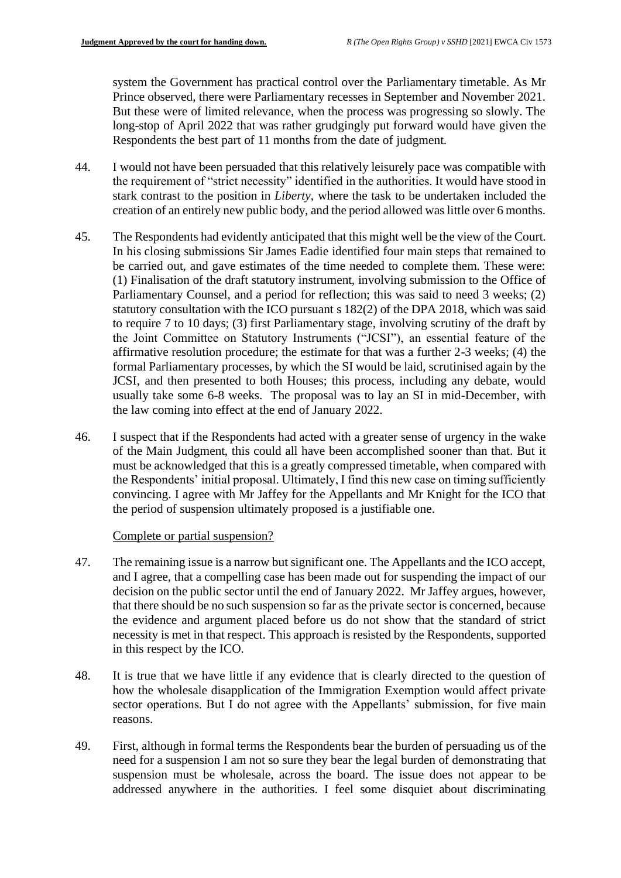system the Government has practical control over the Parliamentary timetable. As Mr Prince observed, there were Parliamentary recesses in September and November 2021. But these were of limited relevance, when the process was progressing so slowly. The long-stop of April 2022 that was rather grudgingly put forward would have given the Respondents the best part of 11 months from the date of judgment.

44. I would not have been persuaded that this relatively leisurely pace was compatible with the requirement of "strict necessity" identified in the authorities. It would have stood in stark contrast to the position in *Liberty*, where the task to be undertaken included the creation of an entirely new public body, and the period allowed was little over 6 months.

45. The Respondents had evidently anticipated that this might well be the view of the Court. In his closing submissions Sir James Eadie identified four main steps that remained to be carried out, and gave estimates of the time needed to complete them. These were: (1) Finalisation of the draft statutory instrument, involving submission to the Office of Parliamentary Counsel, and a period for reflection; this was said to need 3 weeks; (2) statutory consultation with the ICO pursuant s 182(2) of the DPA 2018, which was said to require 7 to 10 days; (3) first Parliamentary stage, involving scrutiny of the draft by the Joint Committee on Statutory Instruments ("JCSI"), an essential feature of the affirmative resolution procedure; the estimate for that was a further 2-3 weeks; (4) the formal Parliamentary processes, by which the SI would be laid, scrutinised again by the JCSI, and then presented to both Houses; this process, including any debate, would usually take some 6-8 weeks. The proposal was to lay an SI in mid-December, with the law coming into effect at the end of January 2022.

46. I suspect that if the Respondents had acted with a greater sense of urgency in the wake of the Main Judgment, this could all have been accomplished sooner than that. But it must be acknowledged that this is a greatly compressed timetable, when compared with the Respondents' initial proposal. Ultimately, I find this new case on timing sufficiently convincing. I agree with Mr Jaffey for the Appellants and Mr Knight for the ICO that the period of suspension ultimately proposed is a justifiable one.

Complete or partial suspension?

47. The remaining issue is a narrow but significant one. The Appellants and the ICO accept, and I agree, that a compelling case has been made out for suspending the impact of our decision on the public sector until the end of January 2022. Mr Jaffey argues, however, that there should be no such suspension so far as the private sector is concerned, because the evidence and argument placed before us do not show that the standard of strict necessity is met in that respect. This approach is resisted by the Respondents, supported in this respect by the ICO.

48. It is true that we have little if any evidence that is clearly directed to the question of how the wholesale disapplication of the Immigration Exemption would affect private sector operations. But I do not agree with the Appellants' submission, for five main reasons.

49. First, although in formal terms the Respondents bear the burden of persuading us of the need for a suspension I am not so sure they bear the legal burden of demonstrating that suspension must be wholesale, across the board. The issue does not appear to be addressed anywhere in the authorities. I feel some disquiet about discriminating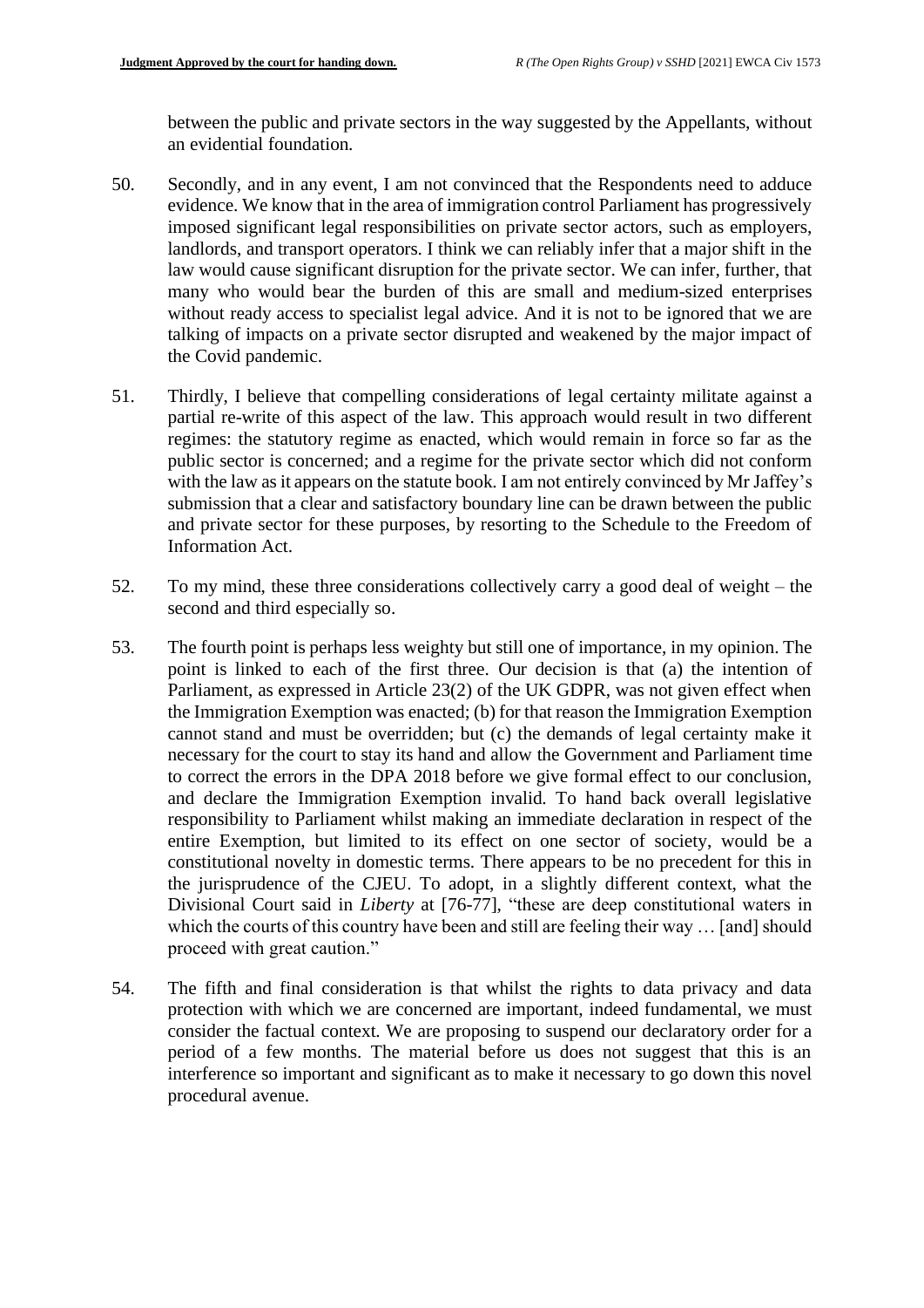between the public and private sectors in the way suggested by the Appellants, without an evidential foundation.

50. Secondly, and in any event, I am not convinced that the Respondents need to adduce evidence. We know that in the area of immigration control Parliament has progressively imposed significant legal responsibilities on private sector actors, such as employers, landlords, and transport operators. I think we can reliably infer that a major shift in the law would cause significant disruption for the private sector. We can infer, further, that many who would bear the burden of this are small and medium-sized enterprises without ready access to specialist legal advice. And it is not to be ignored that we are talking of impacts on a private sector disrupted and weakened by the major impact of the Covid pandemic.

51. Thirdly, I believe that compelling considerations of legal certainty militate against a partial re-write of this aspect of the law. This approach would result in two different regimes: the statutory regime as enacted, which would remain in force so far as the public sector is concerned; and a regime for the private sector which did not conform with the law as it appears on the statute book. I am not entirely convinced by Mr Jaffey's submission that a clear and satisfactory boundary line can be drawn between the public and private sector for these purposes, by resorting to the Schedule to the Freedom of Information Act.

52. To my mind, these three considerations collectively carry a good deal of weight – the second and third especially so.

53. The fourth point is perhaps less weighty but still one of importance, in my opinion. The point is linked to each of the first three. Our decision is that (a) the intention of Parliament, as expressed in Article 23(2) of the UK GDPR, was not given effect when the Immigration Exemption was enacted; (b) for that reason the Immigration Exemption cannot stand and must be overridden; but (c) the demands of legal certainty make it necessary for the court to stay its hand and allow the Government and Parliament time to correct the errors in the DPA 2018 before we give formal effect to our conclusion, and declare the Immigration Exemption invalid. To hand back overall legislative responsibility to Parliament whilst making an immediate declaration in respect of the entire Exemption, but limited to its effect on one sector of society, would be a constitutional novelty in domestic terms. There appears to be no precedent for this in the jurisprudence of the CJEU. To adopt, in a slightly different context, what the Divisional Court said in *Liberty* at [76-77], "these are deep constitutional waters in which the courts of this country have been and still are feeling their way … [and] should proceed with great caution."

54. The fifth and final consideration is that whilst the rights to data privacy and data protection with which we are concerned are important, indeed fundamental, we must consider the factual context. We are proposing to suspend our declaratory order for a period of a few months. The material before us does not suggest that this is an interference so important and significant as to make it necessary to go down this novel procedural avenue.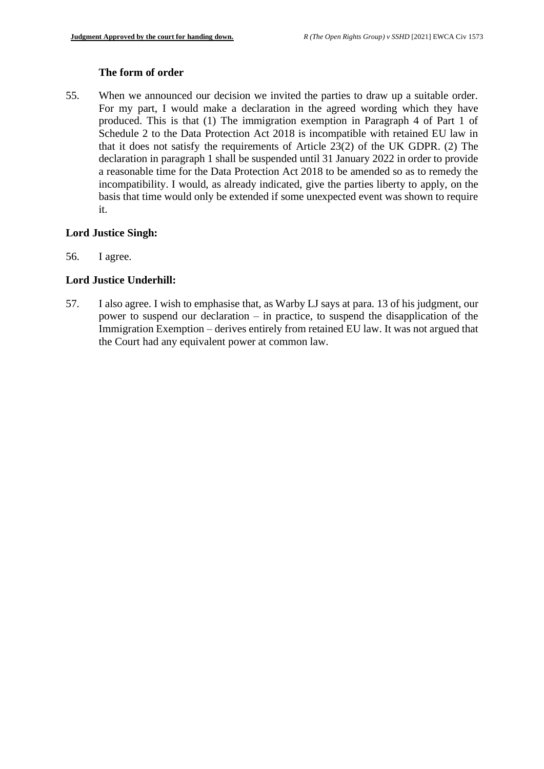### The form of order

55. When we announced our decision we invited the parties to draw up a suitable order. For my part, I would make a declaration in the agreed wording which they have produced. This is that (1) The immigration exemption in Paragraph 4 of Part 1 of Schedule 2 to the Data Protection Act 2018 is incompatible with retained EU law in that it does not satisfy the requirements of Article 23(2) of the UK GDPR. (2) The declaration in paragraph 1 shall be suspended until 31 January 2022 in order to provide a reasonable time for the Data Protection Act 2018 to be amended so as to remedy the incompatibility. I would, as already indicated, give the parties liberty to apply, on the basis that time would only be extended if some unexpected event was shown to require it.

### Lord Justice Singh:

56. I agree.

### Lord Justice Underhill:

57. I also agree. I wish to emphasise that, as Warby LJ says at para. 13 of his judgment, our power to suspend our declaration – in practice, to suspend the disapplication of the Immigration Exemption – derives entirely from retained EU law. It was not argued that the Court had any equivalent power at common law.